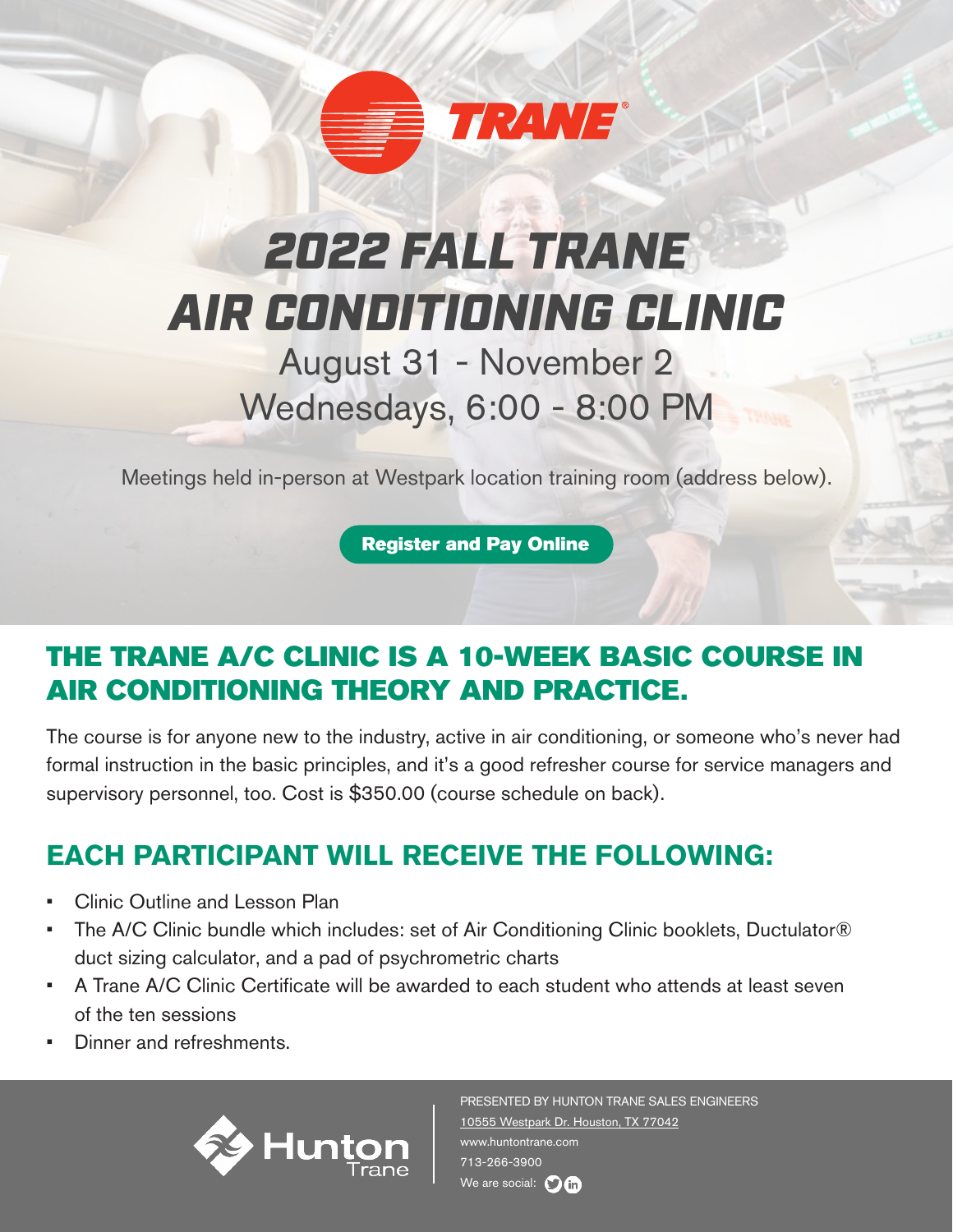TRANE

# 2022 FALL TRANE AIR CONDITIONING CLINIC

August 31 - November 2
Wednesdays, 6:00 - 8:00 PM

Meetings held in-person at Westpark location training room (address below).

Register and Pay Online

## THE TRANE A/C CLINIC IS A 10-WEEK BASIC COURSE IN AIR CONDITIONING THEORY AND PRACTICE.

The course is for anyone new to the industry, active in air conditioning, or someone who's never had formal instruction in the basic principles, and it's a good refresher course for service managers and supervisory personnel, too. Cost is $350.00 (course schedule on back).

## EACH PARTICIPANT WILL RECEIVE THE FOLLOWING:

- Clinic Outline and Lesson Plan
- The A/C Clinic bundle which includes: set of Air Conditioning Clinic booklets, Ductulator® duct sizing calculator, and a pad of psychrometric charts
- A Trane A/C Clinic Certificate will be awarded to each student who attends at least seven of the ten sessions
- Dinner and refreshments.

Hunton Trane

PRESENTED BY HUNTON TRANE SALES ENGINEERS
10555 Westpark Dr. Houston, TX 77042
www.huntontrane.com
713-266-3900
We are social: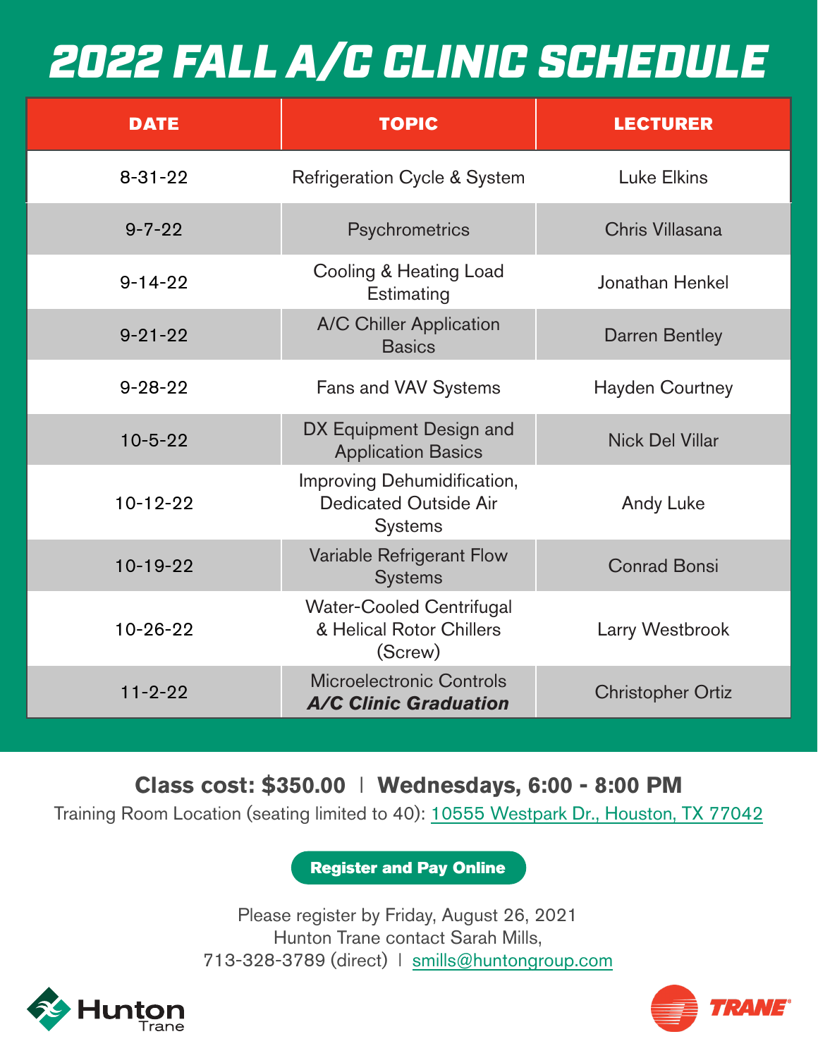# 2022 FALL A/C CLINIC SCHEDULE

| DATE | TOPIC | LECTURER |
|---|---|---|
| 8-31-22 | Refrigeration Cycle & System | Luke Elkins |
| 9-7-22 | Psychrometrics | Chris Villasana |
| 9-14-22 | Cooling & Heating Load Estimating | Jonathan Henkel |
| 9-21-22 | A/C Chiller Application Basics | Darren Bentley |
| 9-28-22 | Fans and VAV Systems | Hayden Courtney |
| 10-5-22 | DX Equipment Design and Application Basics | Nick Del Villar |
| 10-12-22 | Improving Dehumidification, Dedicated Outside Air Systems | Andy Luke |
| 10-19-22 | Variable Refrigerant Flow Systems | Conrad Bonsi |
| 10-26-22 | Water-Cooled Centrifugal & Helical Rotor Chillers (Screw) | Larry Westbrook |
| 11-2-22 | Microelectronic Controls ***A/C Clinic Graduation*** | Christopher Ortiz |

**Class cost: $350.00** | **Wednesdays, 6:00 - 8:00 PM**

Training Room Location (seating limited to 40): 10555 Westpark Dr., Houston, TX 77042

**Register and Pay Online**

Please register by Friday, August 26, 2021

Hunton Trane contact Sarah Mills,

713-328-3789 (direct) | smills@huntongroup.com

Hunton Trane

TRANE